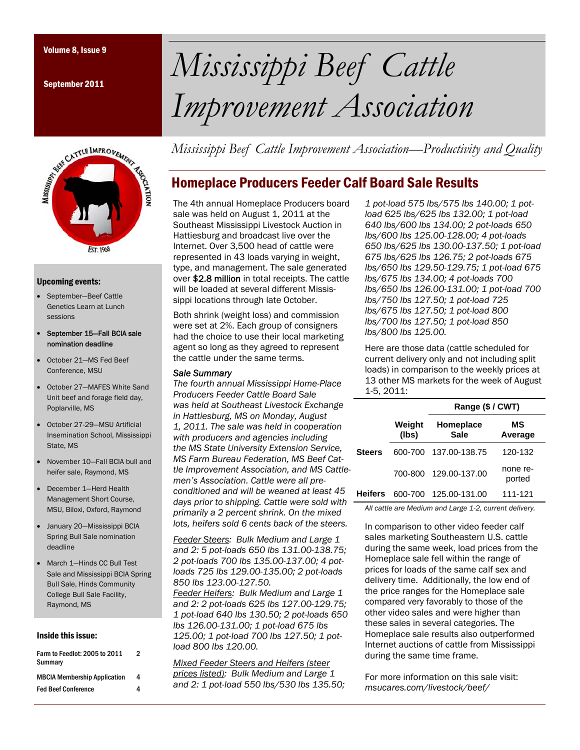Volume 8, Issue 9

September 2011

# Mississippi Beef Cattle Improvement Association

*Mississippi Beef Cattle Improvement Association—Productivity and Quality*

## Homeplace Producers Feeder Calf Board Sale Results

The 4th annual Homeplace Producers board sale was held on August 1, 2011 at the Southeast Mississippi Livestock Auction in Hattiesburg and broadcast live over the Internet. Over 3,500 head of cattle were represented in 43 loads varying in weight, type, and management. The sale generated over $2.8 million in total receipts. The cattle will be loaded at several different Mississippi locations through late October.

Both shrink (weight loss) and commission were set at 2%. Each group of consigners had the choice to use their local marketing agent so long as they agreed to represent the cattle under the same terms.

*Sale Summary*

*The fourth annual Mississippi Home-Place Producers Feeder Cattle Board Sale was held at Southeast Livestock Exchange in Hattiesburg, MS on Monday, August 1, 2011. The sale was held in cooperation with producers and agencies including the MS State University Extension Service, MS Farm Bureau Federation, MS Beef Cattle Improvement Association, and MS Cattlemen's Association. Cattle were all pre-conditioned and will be weaned at least 45 days prior to shipping. Cattle were sold with primarily a 2 percent shrink. On the mixed lots, heifers sold 6 cents back of the steers.*

*<u>Feeder Steers</u>: Bulk Medium and Large 1 and 2: 5 pot-loads 650 lbs 131.00-138.75; 2 pot-loads 700 lbs 135.00-137.00; 4 pot-loads 725 lbs 129.00-135.00; 2 pot-loads 850 lbs 123.00-127.50.*

*<u>Feeder Heifers</u>: Bulk Medium and Large 1 and 2: 2 pot-loads 625 lbs 127.00-129.75; 1 pot-load 640 lbs 130.50; 2 pot-loads 650 lbs 126.00-131.00; 1 pot-load 675 lbs 125.00; 1 pot-load 700 lbs 127.50; 1 pot-load 800 lbs 120.00.*

*<u>Mixed Feeder Steers and Heifers (steer prices listed)</u>: Bulk Medium and Large 1 and 2: 1 pot-load 550 lbs/530 lbs 135.50; 1 pot-load 575 lbs/575 lbs 140.00; 1 pot-load 625 lbs/625 lbs 132.00; 1 pot-load 640 lbs/600 lbs 134.00; 2 pot-loads 650 lbs/600 lbs 125.00-128.00; 4 pot-loads 650 lbs/625 lbs 130.00-137.50; 1 pot-load 675 lbs/625 lbs 126.75; 2 pot-loads 675 lbs/650 lbs 129.50-129.75; 1 pot-load 675 lbs/675 lbs 134.00; 4 pot-loads 700 lbs/650 lbs 126.00-131.00; 1 pot-load 700 lbs/750 lbs 127.50; 1 pot-load 725 lbs/675 lbs 127.50; 1 pot-load 800 lbs/700 lbs 127.50; 1 pot-load 850 lbs/800 lbs 125.00.*

Here are those data (cattle scheduled for current delivery only and not including split loads) in comparison to the weekly prices at 13 other MS markets for the week of August 1-5, 2011:

| | | Range ($ / CWT) | |
|---|---|---|---|
| | Weight (lbs) | Homeplace Sale | MS Average |
| **Steers** | 600-700 | 137.00-138.75 | 120-132 |
| | 700-800 | 129.00-137.00 | none reported |
| **Heifers** | 600-700 | 125.00-131.00 | 111-121 |

*All cattle are Medium and Large 1-2, current delivery.*

In comparison to other video feeder calf sales marketing Southeastern U.S. cattle during the same week, load prices from the Homeplace sale fell within the range of prices for loads of the same calf sex and delivery time. Additionally, the low end of the price ranges for the Homeplace sale compared very favorably to those of the other video sales and were higher than these sales in several categories. The Homeplace sale results also outperformed Internet auctions of cattle from Mississippi during the same time frame.

For more information on this sale visit: *mscares.com/livestock/beef/*

### Upcoming events:

- September—Beef Cattle Genetics Learn at Lunch sessions
- September 15—Fall BCIA sale nomination deadline
- October 21—MS Fed Beef Conference, MSU
- October 27—MAFES White Sand Unit beef and forage field day, Poplarville, MS
- October 27-29—MSU Artificial Insemination School, Mississippi State, MS
- November 10—Fall BCIA bull and heifer sale, Raymond, MS
- December 1—Herd Health Management Short Course, MSU, Biloxi, Oxford, Raymond
- January 20—Mississippi BCIA Spring Bull Sale nomination deadline
- March 1—Hinds CC Bull Test Sale and Mississippi BCIA Spring Bull Sale, Hinds Community College Bull Sale Facility, Raymond, MS

### Inside this issue:

| | |
|---|---|
| Farm to Feedlot: 2005 to 2011 Summary | 2 |
| MBCIA Membership Application | 4 |
| Fed Beef Conference | 4 |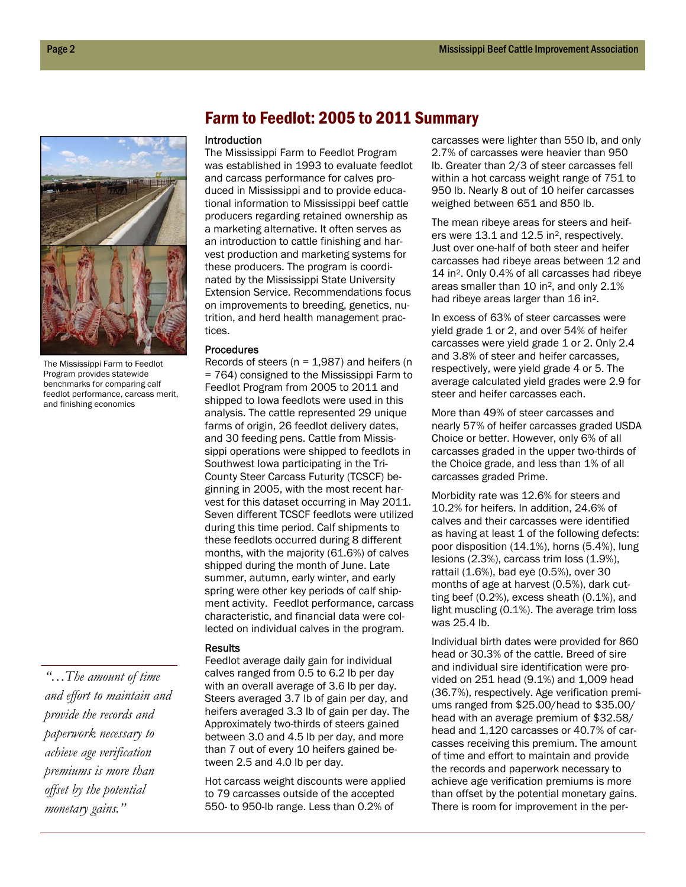## Farm to Feedlot: 2005 to 2011 Summary

The Mississippi Farm to Feedlot Program provides statewide benchmarks for comparing calf feedlot performance, carcass merit, and finishing economics

### Introduction

The Mississippi Farm to Feedlot Program was established in 1993 to evaluate feedlot and carcass performance for calves produced in Mississippi and to provide educational information to Mississippi beef cattle producers regarding retained ownership as a marketing alternative. It often serves as an introduction to cattle finishing and harvest production and marketing systems for these producers. The program is coordinated by the Mississippi State University Extension Service. Recommendations focus on improvements to breeding, genetics, nutrition, and herd health management practices.

### Procedures

Records of steers (n = 1,987) and heifers (n = 764) consigned to the Mississippi Farm to Feedlot Program from 2005 to 2011 and shipped to Iowa feedlots were used in this analysis. The cattle represented 29 unique farms of origin, 26 feedlot delivery dates, and 30 feeding pens. Cattle from Mississippi operations were shipped to feedlots in Southwest Iowa participating in the Tri-County Steer Carcass Futurity (TCSCF) beginning in 2005, with the most recent harvest for this dataset occurring in May 2011. Seven different TCSCF feedlots were utilized during this time period. Calf shipments to these feedlots occurred during 8 different months, with the majority (61.6%) of calves shipped during the month of June. Late summer, autumn, early winter, and early spring were other key periods of calf shipment activity. Feedlot performance, carcass characteristic, and financial data were collected on individual calves in the program.

### Results

Feedlot average daily gain for individual calves ranged from 0.5 to 6.2 lb per day with an overall average of 3.6 lb per day. Steers averaged 3.7 lb of gain per day, and heifers averaged 3.3 lb of gain per day. The Approximately two-thirds of steers gained between 3.0 and 4.5 lb per day, and more than 7 out of every 10 heifers gained between 2.5 and 4.0 lb per day.

Hot carcass weight discounts were applied to 79 carcasses outside of the accepted 550- to 950-lb range. Less than 0.2% of carcasses were lighter than 550 lb, and only 2.7% of carcasses were heavier than 950 lb. Greater than 2/3 of steer carcasses fell within a hot carcass weight range of 751 to 950 lb. Nearly 8 out of 10 heifer carcasses weighed between 651 and 850 lb.

The mean ribeye areas for steers and heifers were 13.1 and 12.5 in$^2$, respectively. Just over one-half of both steer and heifer carcasses had ribeye areas between 12 and 14 in$^2$. Only 0.4% of all carcasses had ribeye areas smaller than 10 in$^2$, and only 2.1% had ribeye areas larger than 16 in$^2$.

In excess of 63% of steer carcasses were yield grade 1 or 2, and over 54% of heifer carcasses were yield grade 1 or 2. Only 2.4 and 3.8% of steer and heifer carcasses, respectively, were yield grade 4 or 5. The average calculated yield grades were 2.9 for steer and heifer carcasses each.

More than 49% of steer carcasses and nearly 57% of heifer carcasses graded USDA Choice or better. However, only 6% of all carcasses graded in the upper two-thirds of the Choice grade, and less than 1% of all carcasses graded Prime.

Morbidity rate was 12.6% for steers and 10.2% for heifers. In addition, 24.6% of calves and their carcasses were identified as having at least 1 of the following defects: poor disposition (14.1%), horns (5.4%), lung lesions (2.3%), carcass trim loss (1.9%), rattail (1.6%), bad eye (0.5%), over 30 months of age at harvest (0.5%), dark cutting beef (0.2%), excess sheath (0.1%), and light muscling (0.1%). The average trim loss was 25.4 lb.

Individual birth dates were provided for 860 head or 30.3% of the cattle. Breed of sire and individual sire identification were provided on 251 head (9.1%) and 1,009 head (36.7%), respectively. Age verification premiums ranged from $25.00/head to $35.00/head with an average premium of $32.58/head and 1,120 carcasses or 40.7% of carcasses receiving this premium. The amount of time and effort to maintain and provide the records and paperwork necessary to achieve age verification premiums is more than offset by the potential monetary gains. There is room for improvement in the per-

*"…The amount of time and effort to maintain and provide the records and paperwork necessary to achieve age verification premiums is more than offset by the potential monetary gains."*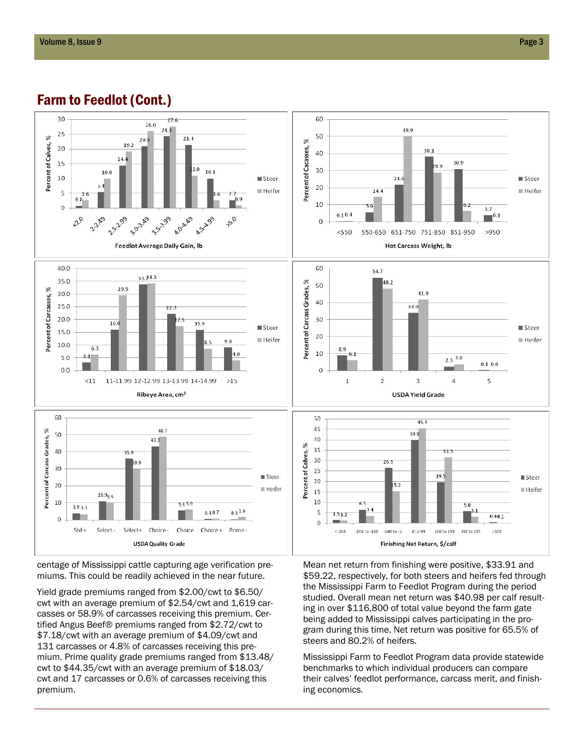## Farm to Feedlot (Cont.)

| Feedlot Average Daily Gain, lb | Steer | Heifer |
|---|---|---|
| <2.0 | 0.8 | 2.6 |
| 2-2.49 | 5.4 | 10.0 |
| 2.5-2.99 | 14.4 | 19.2 |
| 3.0-3.49 | 20.9 | 26.0 |
| 3.5-3.99 | 24.3 | 27.6 |
| 4.0-4.49 | 21.4 | 11.0 |
| 4.5-4.99 | 10.1 | 2.6 |
| >5.0 | 2.7 | 0.9 |

| Hot Carcass Weight, lb | Steer | Heifer |
|---|---|---|
| <550 | 0.1 | 0.4 |
| 550-650 | 5.6 | 14.4 |
| 651-750 | 21.6 | 49.9 |
| 751-850 | 38.1 | 28.9 |
| 851-950 | 30.9 | 6.2 |
| >950 | 3.7 | 0.1 |

| Ribeye Area, cm² | Steer | Heifer |
|---|---|---|
| <11 | 3.1 | 6.3 |
| 11-11.99 | 16.0 | 29.5 |
| 12-12.99 | 33.7 | 34.3 |
| 13-13.99 | 22.3 | 17.5 |
| 14-14.99 | 15.9 | 8.5 |
| >15 | 9.0 | 4.0 |

| USDA Yield Grade | Steer | Heifer |
|---|---|---|
| 1 | 8.9 | 6.1 |
| 2 | 54.7 | 48.2 |
| 3 | 34.0 | 41.9 |
| 4 | 2.3 | 3.8 |
| 5 | 0.1 | 0.0 |

| USDA Quality Grade | Steer | Heifer |
|---|---|---|
| Std + | 3.9 | 3.3 |
| Select - | 10.9 | 9.9 |
| Select+ | 35.9 | 30.0 |
| Choice - | 43.3 | 48.7 |
| Choice | 5.3 | 5.9 |
| Choice + | 0.4 | 0.7 |
| Prime - | 0.3 | 1.6 |

| Finishing Net Return, $/calf | Steer | Heifer |
|---|---|---|
| <-200 | 1.5 | 1.2 |
| -200 to -100 | 6.5 | 3.4 |
| -100 to -1 | 26.5 | 15.2 |
| 0 to 99 | 39.8 | 45.4 |
| 100 to 199 | 19.5 | 31.5 |
| 200 to 299 | 5.8 | 3.1 |
| >300 | 0.4 | 0.1 |

centage of Mississippi cattle capturing age verification premiums. This could be readily achieved in the near future.

Yield grade premiums ranged from $2.00/cwt to $6.50/cwt with an average premium of $2.54/cwt and 1,619 carcasses or 58.9% of carcasses receiving this premium. Certified Angus Beef® premiums ranged from $2.72/cwt to $7.18/cwt with an average premium of $4.09/cwt and 131 carcasses or 4.8% of carcasses receiving this premium. Prime quality grade premiums ranged from $13.48/cwt to $44.35/cwt with an average premium of $18.03/cwt and 17 carcasses or 0.6% of carcasses receiving this premium.

Mean net return from finishing were positive, $33.91 and $59.22, respectively, for both steers and heifers fed through the Mississippi Farm to Feedlot Program during the period studied. Overall mean net return was $40.98 per calf resulting in over $116,800 of total value beyond the farm gate being added to Mississippi calves participating in the program during this time. Net return was positive for 65.5% of steers and 80.2% of heifers.

Mississippi Farm to Feedlot Program data provide statewide benchmarks to which individual producers can compare their calves' feedlot performance, carcass merit, and finishing economics.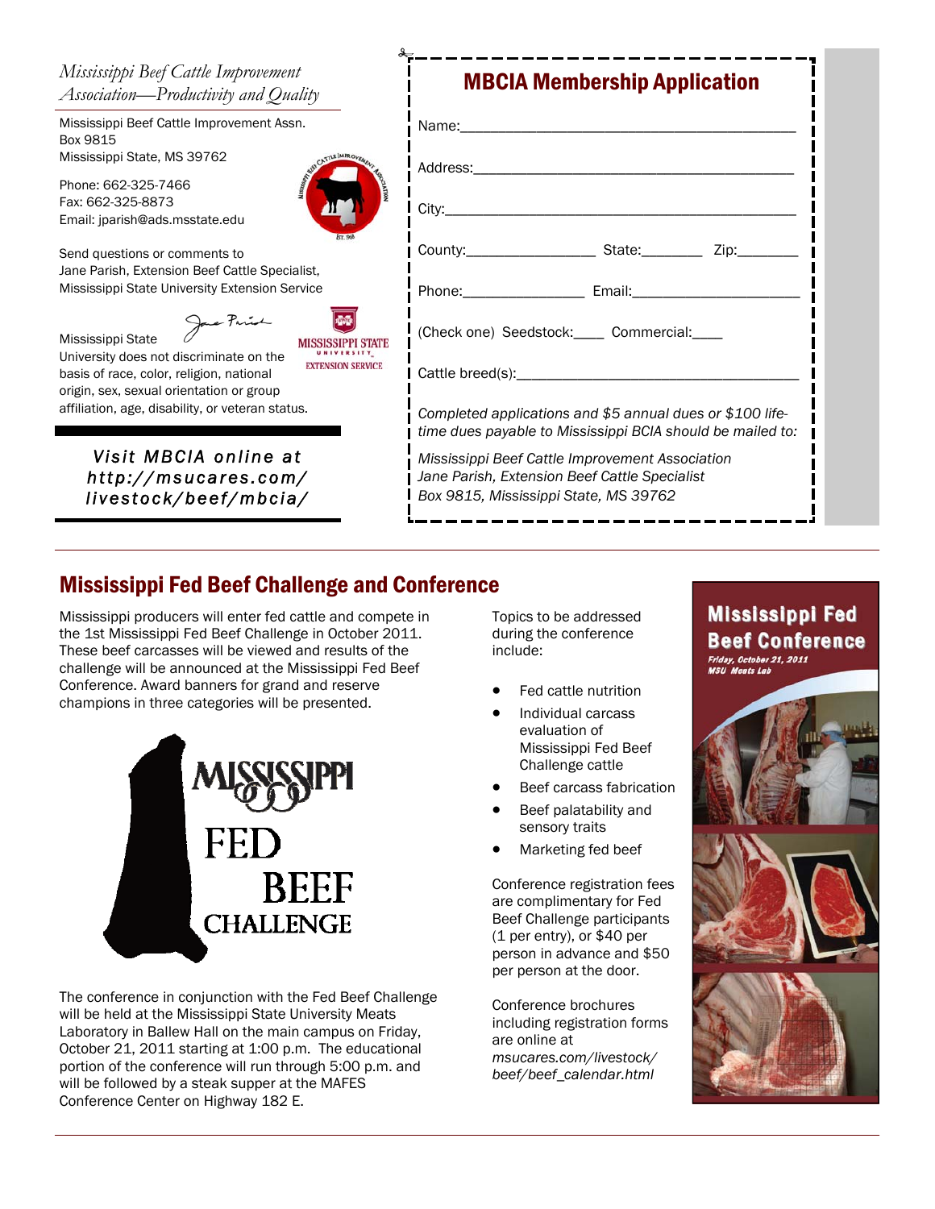*Mississippi Beef Cattle Improvement Association—Productivity and Quality*

Mississippi Beef Cattle Improvement Assn.
Box 9815
Mississippi State, MS 39762

Phone: 662-325-7466
Fax: 662-325-8873
Email: jparish@ads.msstate.edu

Send questions or comments to
Jane Parish, Extension Beef Cattle Specialist,
Mississippi State University Extension Service

Mississippi State University does not discriminate on the basis of race, color, religion, national origin, sex, sexual orientation or group affiliation, age, disability, or veteran status.

***Visit MBCIA online at http://msucares.com/livestock/beef/mbcia/***

## MBCIA Membership Application

Name:\_\_\_\_\_\_\_\_\_\_\_\_\_\_\_\_\_\_\_\_\_\_\_\_\_\_\_\_\_\_\_\_\_\_\_\_\_\_\_\_

Address:\_\_\_\_\_\_\_\_\_\_\_\_\_\_\_\_\_\_\_\_\_\_\_\_\_\_\_\_\_\_\_\_\_\_\_\_\_\_

City:\_\_\_\_\_\_\_\_\_\_\_\_\_\_\_\_\_\_\_\_\_\_\_\_\_\_\_\_\_\_\_\_\_\_\_\_\_\_\_\_\_\_

County:\_\_\_\_\_\_\_\_\_\_\_\_\_\_\_ State:\_\_\_\_\_\_\_ Zip:\_\_\_\_\_\_\_

Phone:\_\_\_\_\_\_\_\_\_\_\_\_\_\_ Email:\_\_\_\_\_\_\_\_\_\_\_\_\_\_\_\_\_\_\_\_

(Check one) Seedstock:\_\_\_\_ Commercial:\_\_\_\_

Cattle breed(s):\_\_\_\_\_\_\_\_\_\_\_\_\_\_\_\_\_\_\_\_\_\_\_\_\_\_\_\_\_\_\_\_\_\_

*Completed applications and $5 annual dues or $100 life-time dues payable to Mississippi BCIA should be mailed to:*

*Mississippi Beef Cattle Improvement Association*
*Jane Parish, Extension Beef Cattle Specialist*
*Box 9815, Mississippi State, MS 39762*

## Mississippi Fed Beef Challenge and Conference

Mississippi producers will enter fed cattle and compete in the 1st Mississippi Fed Beef Challenge in October 2011. These beef carcasses will be viewed and results of the challenge will be announced at the Mississippi Fed Beef Conference. Award banners for grand and reserve champions in three categories will be presented.

MISSISSIPPI FED BEEF CHALLENGE

The conference in conjunction with the Fed Beef Challenge will be held at the Mississippi State University Meats Laboratory in Ballew Hall on the main campus on Friday, October 21, 2011 starting at 1:00 p.m. The educational portion of the conference will run through 5:00 p.m. and will be followed by a steak supper at the MAFES Conference Center on Highway 182 E.

Topics to be addressed during the conference include:

- Fed cattle nutrition
- Individual carcass evaluation of Mississippi Fed Beef Challenge cattle
- Beef carcass fabrication
- Beef palatability and sensory traits
- Marketing fed beef

Conference registration fees are complimentary for Fed Beef Challenge participants (1 per entry), or $40 per person in advance and $50 per person at the door.

Conference brochures including registration forms are online at *msucares.com/livestock/beef/beef_calendar.html*

**Mississippi Fed Beef Conference**
*Friday, October 21, 2011*
*MSU Meats Lab*